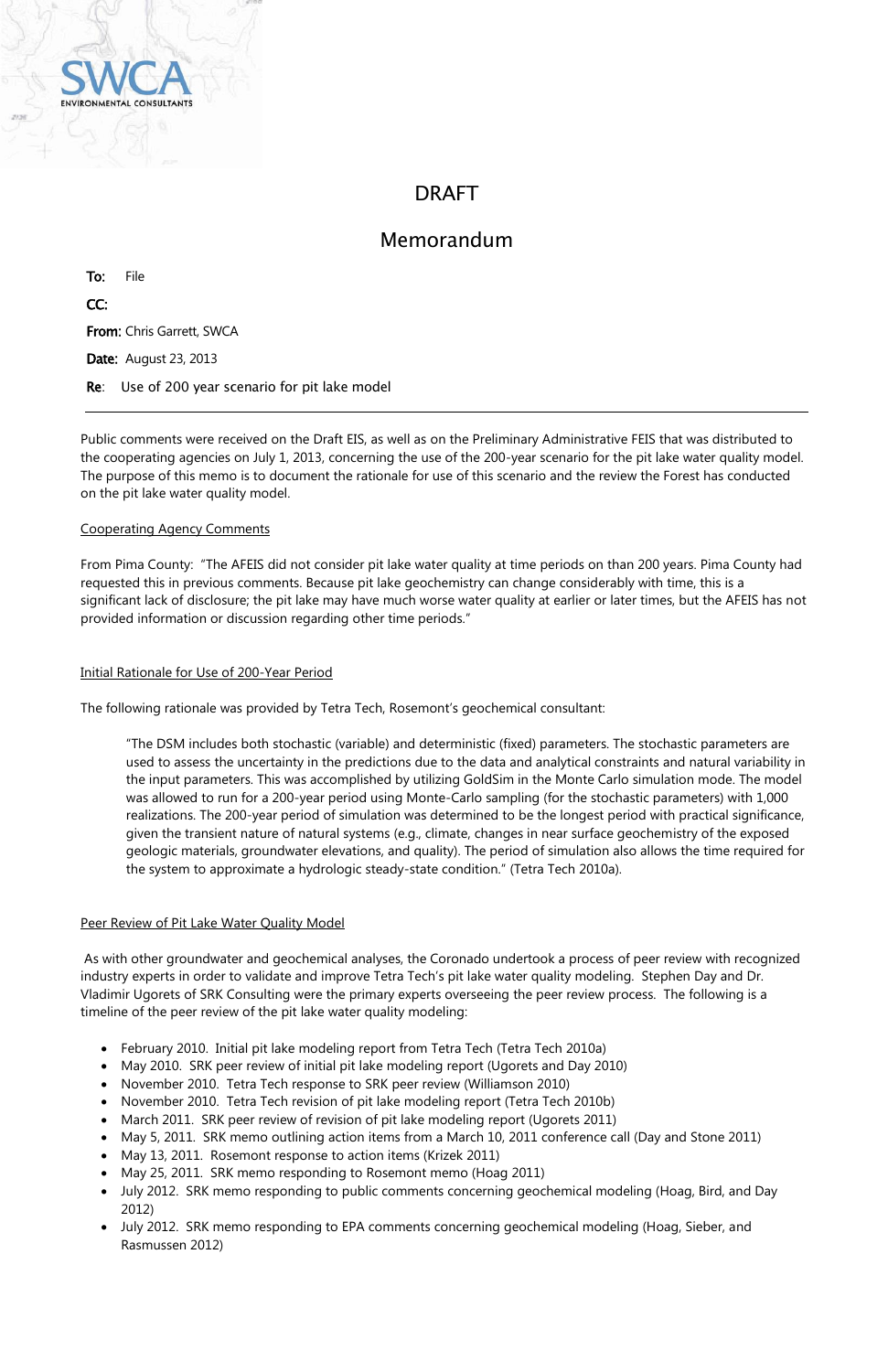SWCA ENVIRONMENTAL CONSULTANTS

# DRAFT

## Memorandum

**To:** File

**CC:**

**From:** Chris Garrett, SWCA

**Date:** August 23, 2013

**Re**: Use of 200 year scenario for pit lake model

---

Public comments were received on the Draft EIS, as well as on the Preliminary Administrative FEIS that was distributed to the cooperating agencies on July 1, 2013, concerning the use of the 200-year scenario for the pit lake water quality model. The purpose of this memo is to document the rationale for use of this scenario and the review the Forest has conducted on the pit lake water quality model.

Cooperating Agency Comments

From Pima County: "The AFEIS did not consider pit lake water quality at time periods on than 200 years. Pima County had requested this in previous comments. Because pit lake geochemistry can change considerably with time, this is a significant lack of disclosure; the pit lake may have much worse water quality at earlier or later times, but the AFEIS has not provided information or discussion regarding other time periods."

Initial Rationale for Use of 200-Year Period

The following rationale was provided by Tetra Tech, Rosemont's geochemical consultant:

> "The DSM includes both stochastic (variable) and deterministic (fixed) parameters. The stochastic parameters are used to assess the uncertainty in the predictions due to the data and analytical constraints and natural variability in the input parameters. This was accomplished by utilizing GoldSim in the Monte Carlo simulation mode. The model was allowed to run for a 200-year period using Monte-Carlo sampling (for the stochastic parameters) with 1,000 realizations. The 200-year period of simulation was determined to be the longest period with practical significance, given the transient nature of natural systems (e.g., climate, changes in near surface geochemistry of the exposed geologic materials, groundwater elevations, and quality). The period of simulation also allows the time required for the system to approximate a hydrologic steady-state condition." (Tetra Tech 2010a).

Peer Review of Pit Lake Water Quality Model

As with other groundwater and geochemical analyses, the Coronado undertook a process of peer review with recognized industry experts in order to validate and improve Tetra Tech's pit lake water quality modeling. Stephen Day and Dr. Vladimir Ugorets of SRK Consulting were the primary experts overseeing the peer review process. The following is a timeline of the peer review of the pit lake water quality modeling:

- February 2010. Initial pit lake modeling report from Tetra Tech (Tetra Tech 2010a)
- May 2010. SRK peer review of initial pit lake modeling report (Ugorets and Day 2010)
- November 2010. Tetra Tech response to SRK peer review (Williamson 2010)
- November 2010. Tetra Tech revision of pit lake modeling report (Tetra Tech 2010b)
- March 2011. SRK peer review of revision of pit lake modeling report (Ugorets 2011)
- May 5, 2011. SRK memo outlining action items from a March 10, 2011 conference call (Day and Stone 2011)
- May 13, 2011. Rosemont response to action items (Krizek 2011)
- May 25, 2011. SRK memo responding to Rosemont memo (Hoag 2011)
- July 2012. SRK memo responding to public comments concerning geochemical modeling (Hoag, Bird, and Day 2012)
- July 2012. SRK memo responding to EPA comments concerning geochemical modeling (Hoag, Sieber, and Rasmussen 2012)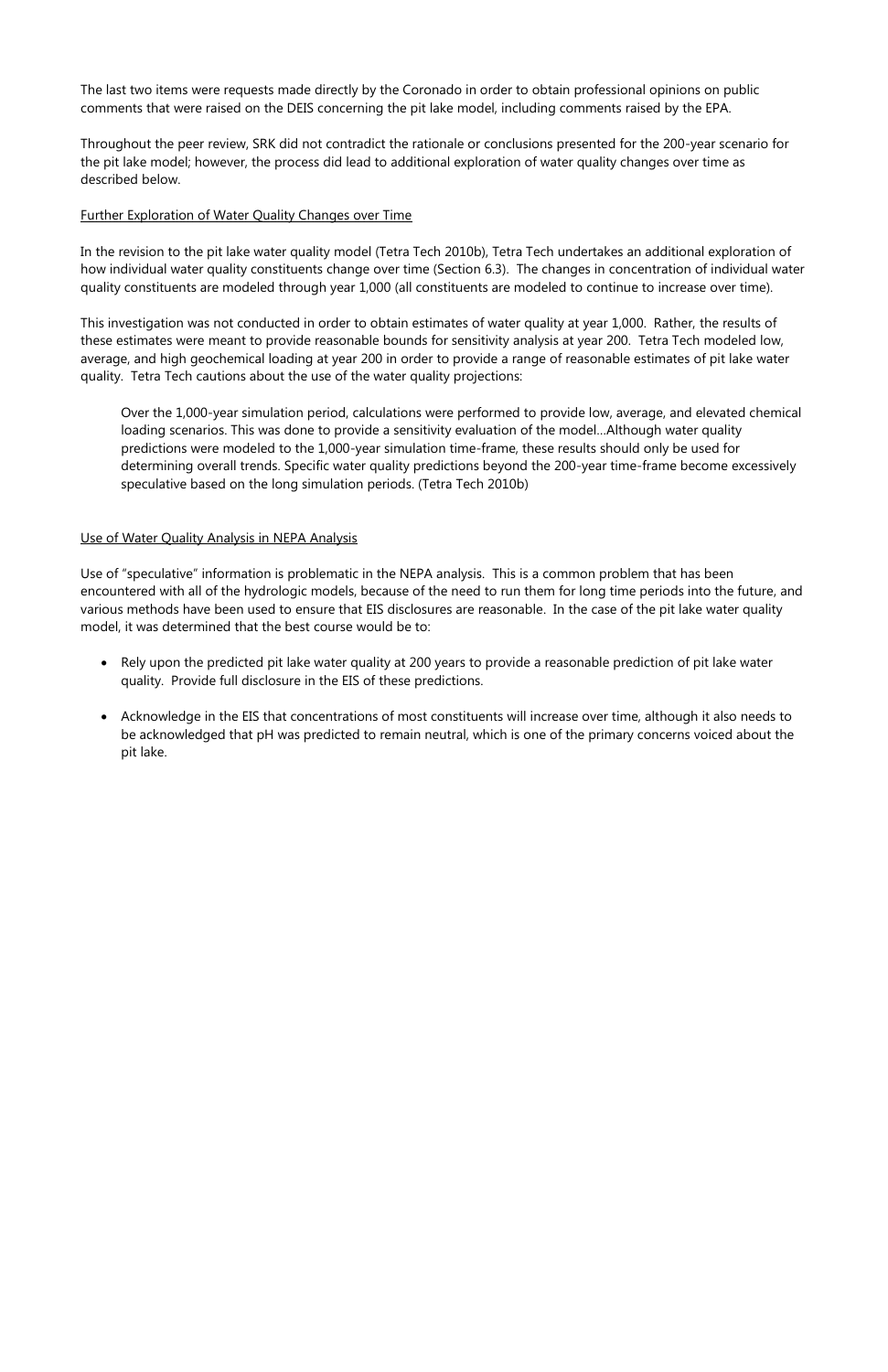The last two items were requests made directly by the Coronado in order to obtain professional opinions on public comments that were raised on the DEIS concerning the pit lake model, including comments raised by the EPA.

Throughout the peer review, SRK did not contradict the rationale or conclusions presented for the 200-year scenario for the pit lake model; however, the process did lead to additional exploration of water quality changes over time as described below.

<u>Further Exploration of Water Quality Changes over Time</u>

In the revision to the pit lake water quality model (Tetra Tech 2010b), Tetra Tech undertakes an additional exploration of how individual water quality constituents change over time (Section 6.3). The changes in concentration of individual water quality constituents are modeled through year 1,000 (all constituents are modeled to continue to increase over time).

This investigation was not conducted in order to obtain estimates of water quality at year 1,000. Rather, the results of these estimates were meant to provide reasonable bounds for sensitivity analysis at year 200. Tetra Tech modeled low, average, and high geochemical loading at year 200 in order to provide a range of reasonable estimates of pit lake water quality. Tetra Tech cautions about the use of the water quality projections:

> Over the 1,000-year simulation period, calculations were performed to provide low, average, and elevated chemical loading scenarios. This was done to provide a sensitivity evaluation of the model…Although water quality predictions were modeled to the 1,000-year simulation time-frame, these results should only be used for determining overall trends. Specific water quality predictions beyond the 200-year time-frame become excessively speculative based on the long simulation periods. (Tetra Tech 2010b)

<u>Use of Water Quality Analysis in NEPA Analysis</u>

Use of "speculative" information is problematic in the NEPA analysis. This is a common problem that has been encountered with all of the hydrologic models, because of the need to run them for long time periods into the future, and various methods have been used to ensure that EIS disclosures are reasonable. In the case of the pit lake water quality model, it was determined that the best course would be to:

- Rely upon the predicted pit lake water quality at 200 years to provide a reasonable prediction of pit lake water quality. Provide full disclosure in the EIS of these predictions.
- Acknowledge in the EIS that concentrations of most constituents will increase over time, although it also needs to be acknowledged that pH was predicted to remain neutral, which is one of the primary concerns voiced about the pit lake.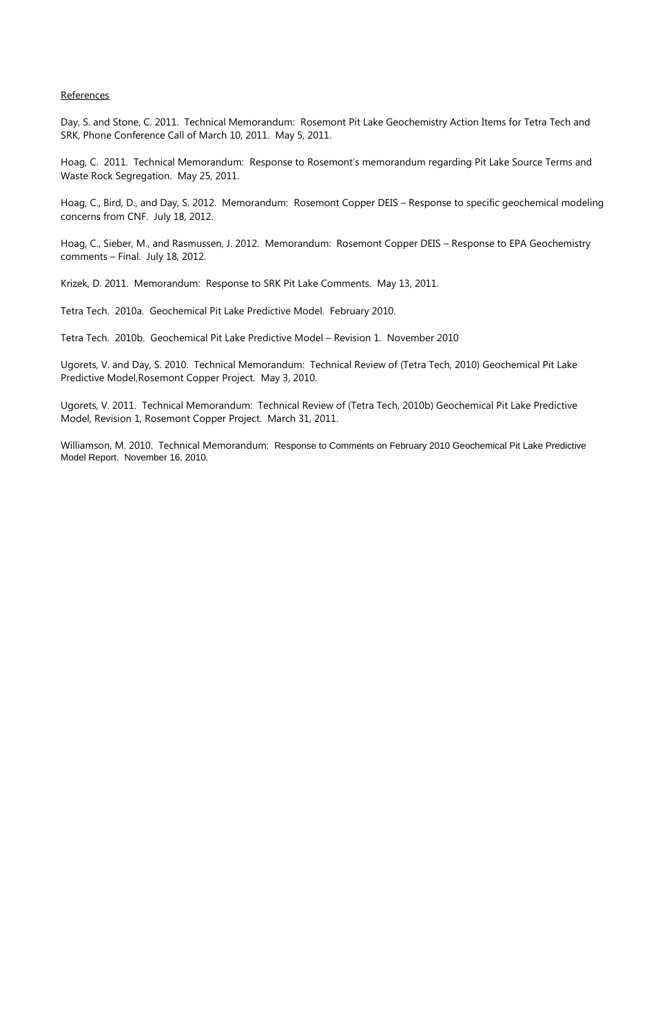References

Day, S. and Stone, C. 2011. Technical Memorandum: Rosemont Pit Lake Geochemistry Action Items for Tetra Tech and SRK, Phone Conference Call of March 10, 2011. May 5, 2011.

Hoag, C. 2011. Technical Memorandum: Response to Rosemont's memorandum regarding Pit Lake Source Terms and Waste Rock Segregation. May 25, 2011.

Hoag, C., Bird, D., and Day, S. 2012. Memorandum: Rosemont Copper DEIS – Response to specific geochemical modeling concerns from CNF. July 18, 2012.

Hoag, C., Sieber, M., and Rasmussen, J. 2012. Memorandum: Rosemont Copper DEIS – Response to EPA Geochemistry comments – Final. July 18, 2012.

Krizek, D. 2011. Memorandum: Response to SRK Pit Lake Comments. May 13, 2011.

Tetra Tech. 2010a. Geochemical Pit Lake Predictive Model. February 2010.

Tetra Tech. 2010b. Geochemical Pit Lake Predictive Model – Revision 1. November 2010

Ugorets, V. and Day, S. 2010. Technical Memorandum: Technical Review of (Tetra Tech, 2010) Geochemical Pit Lake Predictive Model,Rosemont Copper Project. May 3, 2010.

Ugorets, V. 2011. Technical Memorandum: Technical Review of (Tetra Tech, 2010b) Geochemical Pit Lake Predictive Model, Revision 1, Rosemont Copper Project. March 31, 2011.

Williamson, M. 2010. Technical Memorandum: Response to Comments on February 2010 Geochemical Pit Lake Predictive Model Report. November 16, 2010.